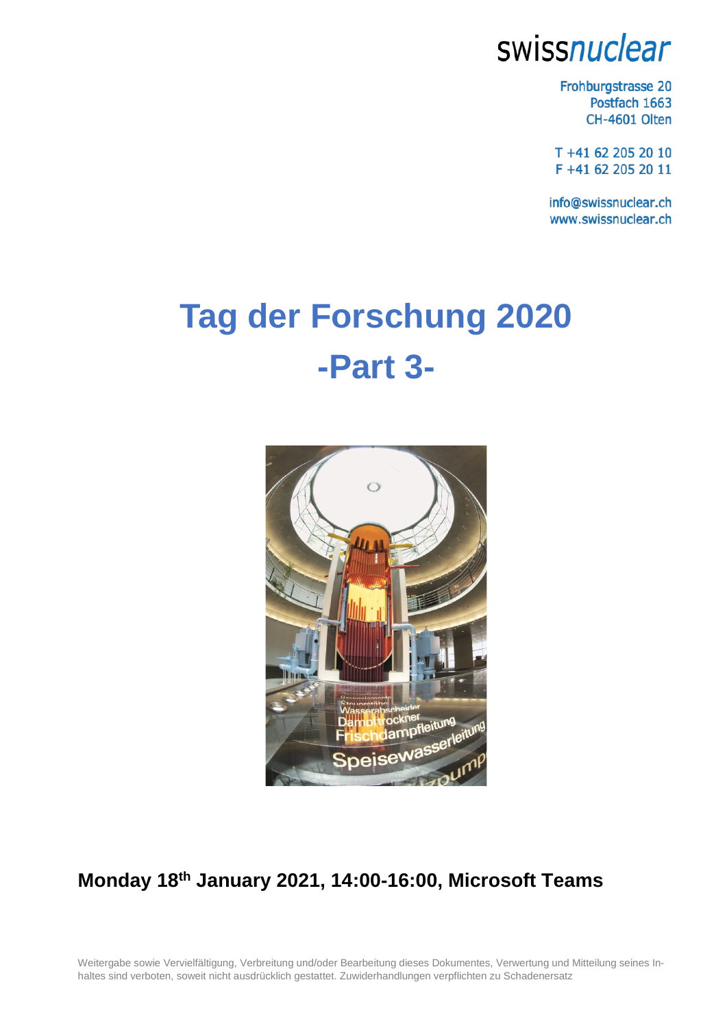swissnuclear

Frohburgstrasse 20
Postfach 1663
CH-4601 Olten

T +41 62 205 20 10
F +41 62 205 20 11

info@swissnuclear.ch
www.swissnuclear.ch

# Tag der Forschung 2020
# -Part 3-

## Monday 18th January 2021, 14:00-16:00, Microsoft Teams

Weitergabe sowie Vervielfältigung, Verbreitung und/oder Bearbeitung dieses Dokumentes, Verwertung und Mitteilung seines Inhaltes sind verboten, soweit nicht ausdrücklich gestattet. Zuwiderhandlungen verpflichten zu Schadenersatz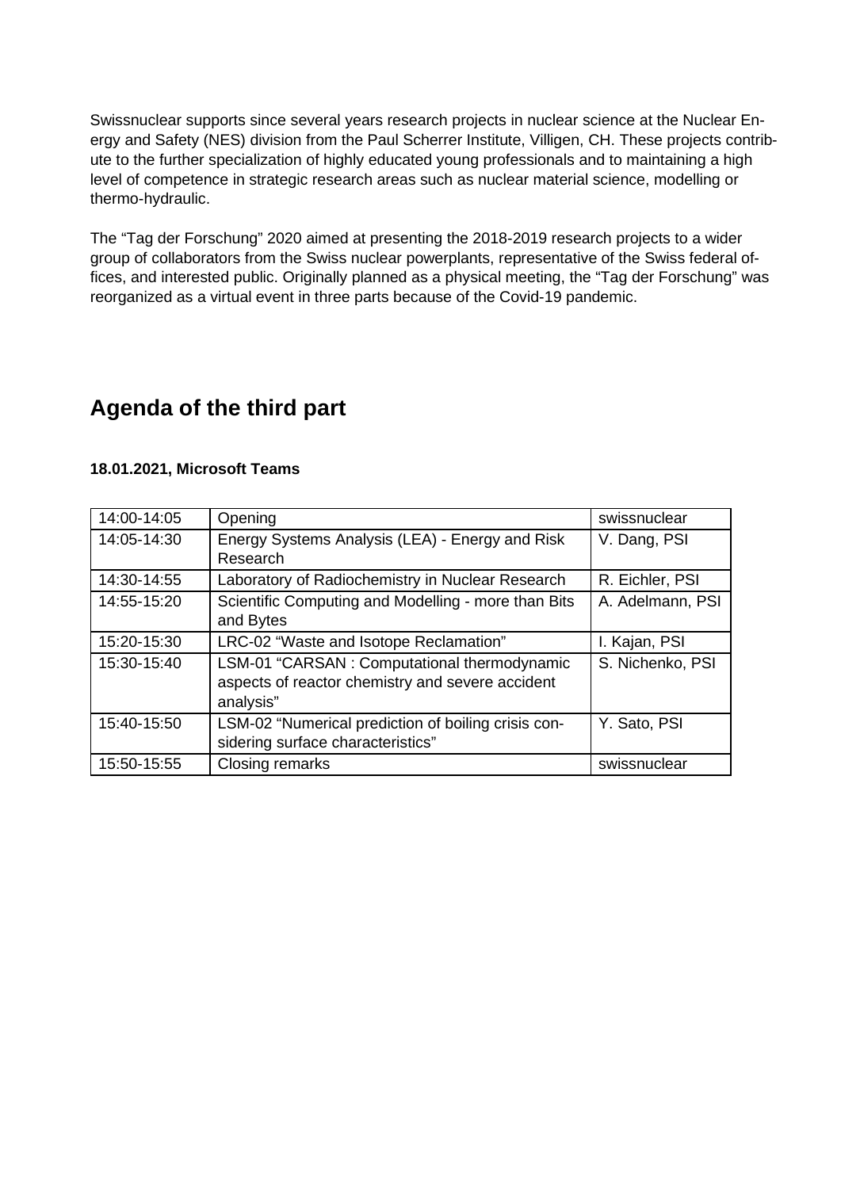Swissnuclear supports since several years research projects in nuclear science at the Nuclear Energy and Safety (NES) division from the Paul Scherrer Institute, Villigen, CH. These projects contribute to the further specialization of highly educated young professionals and to maintaining a high level of competence in strategic research areas such as nuclear material science, modelling or thermo-hydraulic.

The "Tag der Forschung" 2020 aimed at presenting the 2018-2019 research projects to a wider group of collaborators from the Swiss nuclear powerplants, representative of the Swiss federal offices, and interested public. Originally planned as a physical meeting, the "Tag der Forschung" was reorganized as a virtual event in three parts because of the Covid-19 pandemic.

## Agenda of the third part

**18.01.2021, Microsoft Teams**

| 14:00-14:05 | Opening | swissnuclear |
|---|---|---|
| 14:05-14:30 | Energy Systems Analysis (LEA) - Energy and Risk Research | V. Dang, PSI |
| 14:30-14:55 | Laboratory of Radiochemistry in Nuclear Research | R. Eichler, PSI |
| 14:55-15:20 | Scientific Computing and Modelling - more than Bits and Bytes | A. Adelmann, PSI |
| 15:20-15:30 | LRC-02 "Waste and Isotope Reclamation" | I. Kajan, PSI |
| 15:30-15:40 | LSM-01 "CARSAN : Computational thermodynamic aspects of reactor chemistry and severe accident analysis" | S. Nichenko, PSI |
| 15:40-15:50 | LSM-02 "Numerical prediction of boiling crisis considering surface characteristics" | Y. Sato, PSI |
| 15:50-15:55 | Closing remarks | swissnuclear |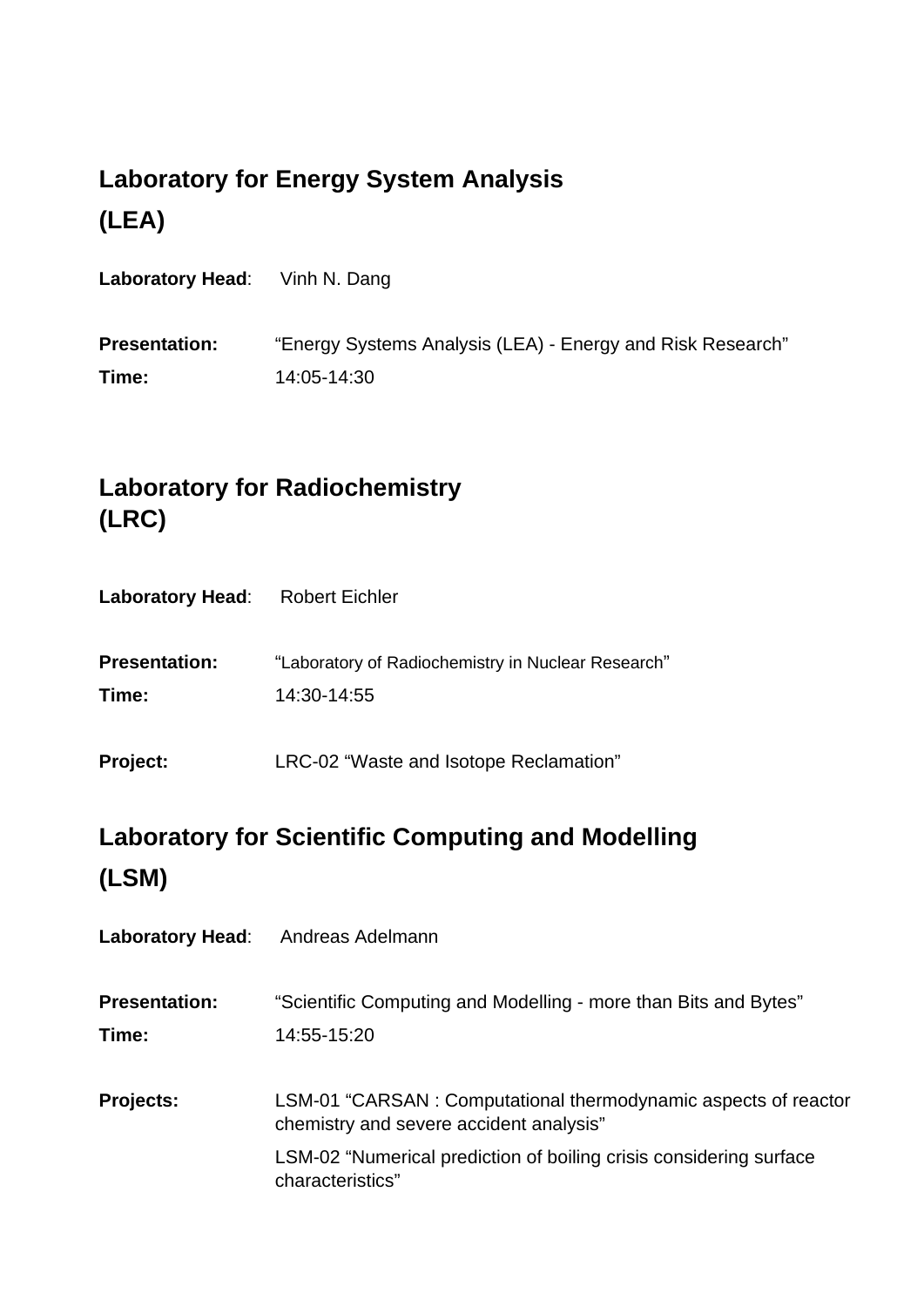## Laboratory for Energy System Analysis (LEA)

**Laboratory Head**: Vinh N. Dang

**Presentation:** "Energy Systems Analysis (LEA) - Energy and Risk Research"

**Time:** 14:05-14:30

## Laboratory for Radiochemistry (LRC)

**Laboratory Head**: Robert Eichler

**Presentation:** "Laboratory of Radiochemistry in Nuclear Research"

**Time:** 14:30-14:55

**Project:** LRC-02 "Waste and Isotope Reclamation"

## Laboratory for Scientific Computing and Modelling (LSM)

**Laboratory Head**: Andreas Adelmann

**Presentation:** "Scientific Computing and Modelling - more than Bits and Bytes"

**Time:** 14:55-15:20

**Projects:** LSM-01 "CARSAN : Computational thermodynamic aspects of reactor chemistry and severe accident analysis"

LSM-02 "Numerical prediction of boiling crisis considering surface characteristics"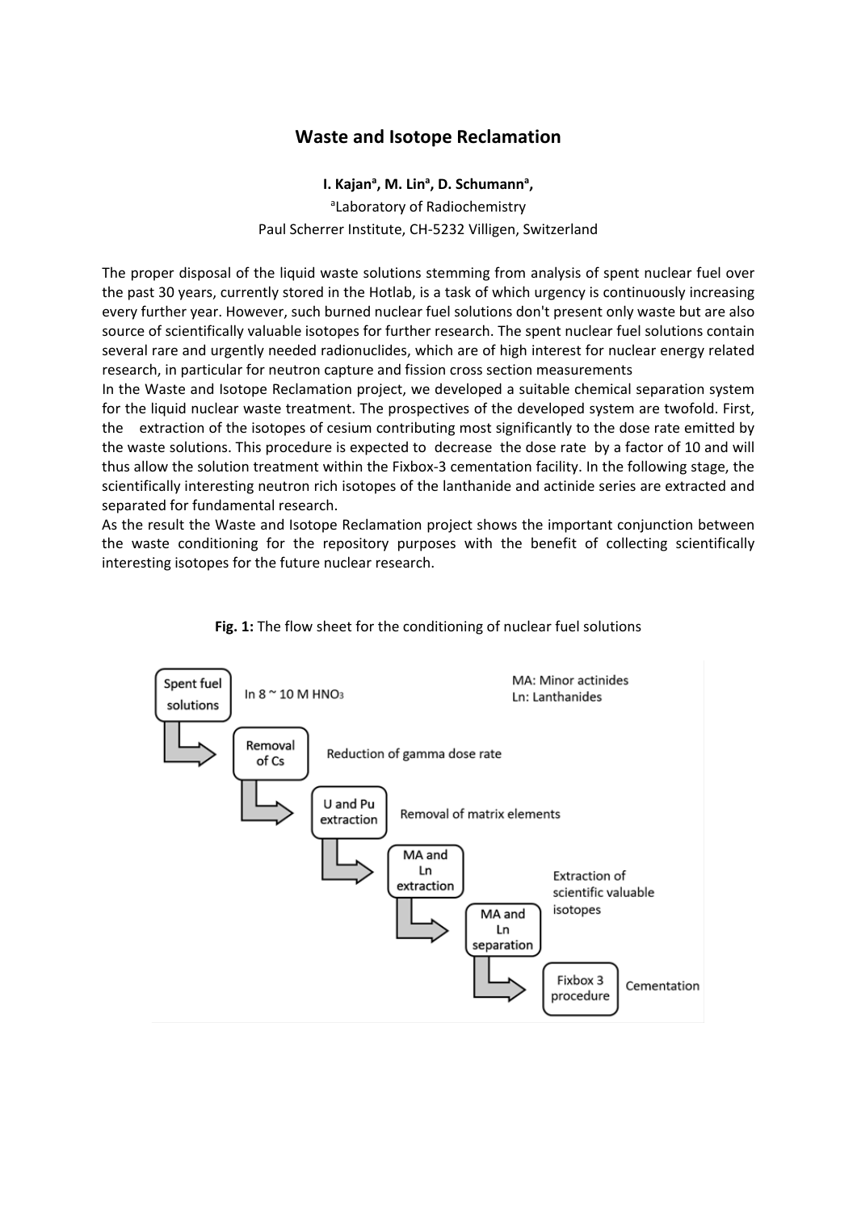# Waste and Isotope Reclamation

**I. Kajan[a], M. Lin[a], D. Schumann[a],**

[a]Laboratory of Radiochemistry

Paul Scherrer Institute, CH-5232 Villigen, Switzerland

The proper disposal of the liquid waste solutions stemming from analysis of spent nuclear fuel over the past 30 years, currently stored in the Hotlab, is a task of which urgency is continuously increasing every further year. However, such burned nuclear fuel solutions don't present only waste but are also source of scientifically valuable isotopes for further research. The spent nuclear fuel solutions contain several rare and urgently needed radionuclides, which are of high interest for nuclear energy related research, in particular for neutron capture and fission cross section measurements

In the Waste and Isotope Reclamation project, we developed a suitable chemical separation system for the liquid nuclear waste treatment. The prospectives of the developed system are twofold. First, the extraction of the isotopes of cesium contributing most significantly to the dose rate emitted by the waste solutions. This procedure is expected to decrease the dose rate by a factor of 10 and will thus allow the solution treatment within the Fixbox-3 cementation facility. In the following stage, the scientifically interesting neutron rich isotopes of the lanthanide and actinide series are extracted and separated for fundamental research.

As the result the Waste and Isotope Reclamation project shows the important conjunction between the waste conditioning for the repository purposes with the benefit of collecting scientifically interesting isotopes for the future nuclear research.

**Fig. 1:** The flow sheet for the conditioning of nuclear fuel solutions

Spent fuel solutions — In 8 ~ 10 M $HNO_3$

Removal of Cs — Reduction of gamma dose rate

U and Pu extraction — Removal of matrix elements

MA and Ln extraction — Extraction of scientific valuable isotopes

MA and Ln separation

Fixbox 3 procedure — Cementation

MA: Minor actinides
Ln: Lanthanides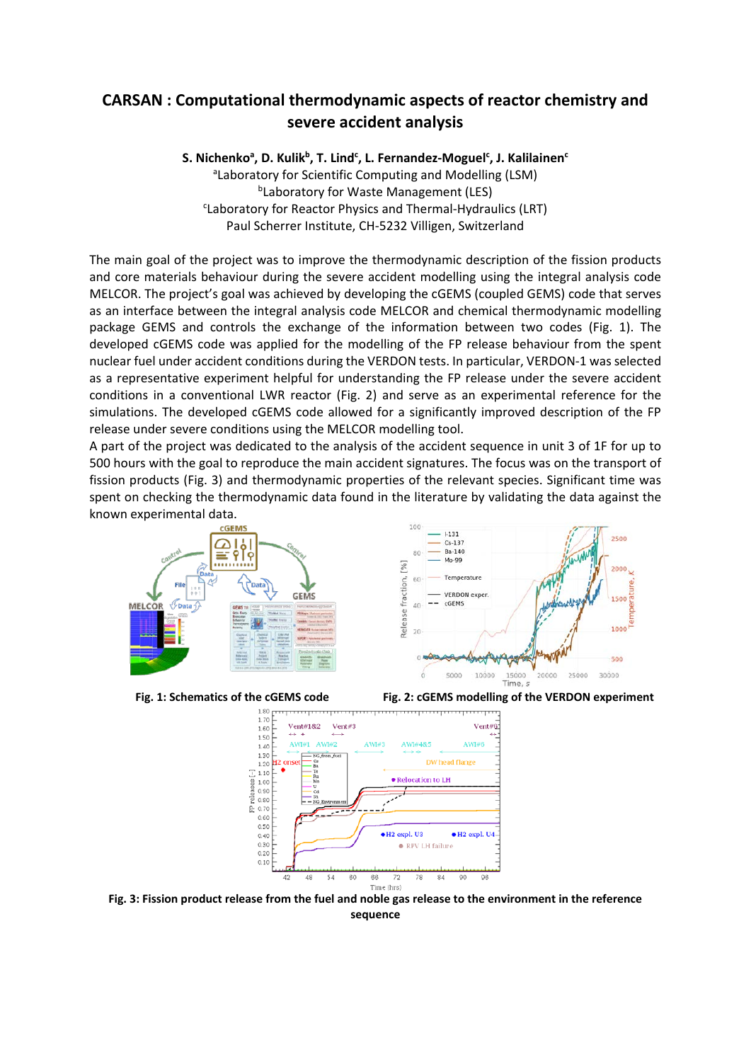# CARSAN : Computational thermodynamic aspects of reactor chemistry and severe accident analysis

**S. Nichenko[a], D. Kulik[b], T. Lind[c], L. Fernandez-Moguel[c], J. Kalilainen[c]**

[a]Laboratory for Scientific Computing and Modelling (LSM)
[b]Laboratory for Waste Management (LES)
[c]Laboratory for Reactor Physics and Thermal-Hydraulics (LRT)
Paul Scherrer Institute, CH-5232 Villigen, Switzerland

The main goal of the project was to improve the thermodynamic description of the fission products and core materials behaviour during the severe accident modelling using the integral analysis code MELCOR. The project's goal was achieved by developing the cGEMS (coupled GEMS) code that serves as an interface between the integral analysis code MELCOR and chemical thermodynamic modelling package GEMS and controls the exchange of the information between two codes (Fig. 1). The developed cGEMS code was applied for the modelling of the FP release behaviour from the spent nuclear fuel under accident conditions during the VERDON tests. In particular, VERDON-1 was selected as a representative experiment helpful for understanding the FP release under the severe accident conditions in a conventional LWR reactor (Fig. 2) and serve as an experimental reference for the simulations. The developed cGEMS code allowed for a significantly improved description of the FP release under severe conditions using the MELCOR modelling tool.

A part of the project was dedicated to the analysis of the accident sequence in unit 3 of 1F for up to 500 hours with the goal to reproduce the main accident signatures. The focus was on the transport of fission products (Fig. 3) and thermodynamic properties of the relevant species. Significant time was spent on checking the thermodynamic data found in the literature by validating the data against the known experimental data.

**Fig. 1: Schematics of the cGEMS code**

**Fig. 2: cGEMS modelling of the VERDON experiment**

**Fig. 3: Fission product release from the fuel and noble gas release to the environment in the reference sequence**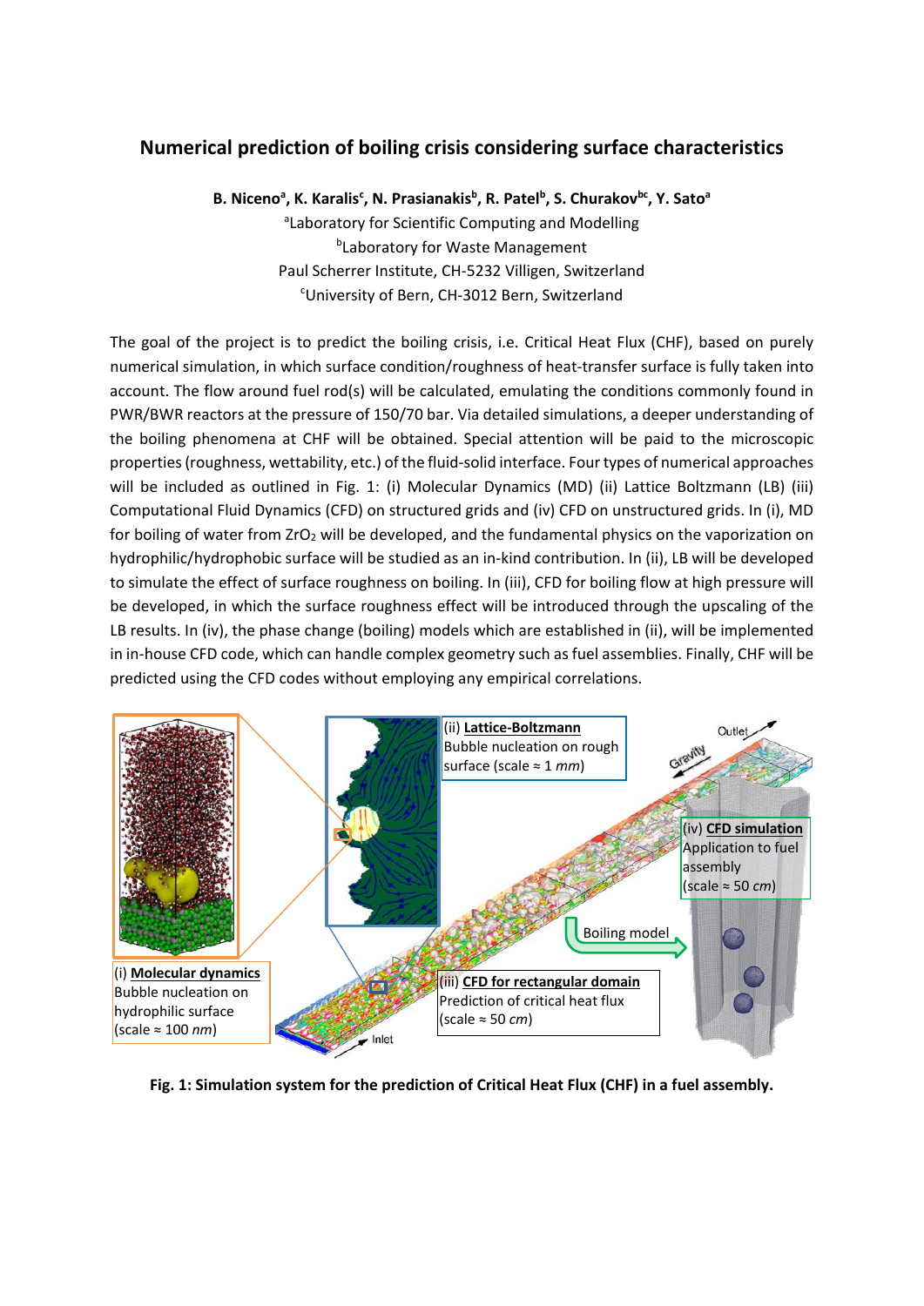# Numerical prediction of boiling crisis considering surface characteristics

**B. Niceno[a], K. Karalis[c], N. Prasianakis[b], R. Patel[b], S. Churakov[bc], Y. Sato[a]**

[a]Laboratory for Scientific Computing and Modelling
[b]Laboratory for Waste Management
Paul Scherrer Institute, CH-5232 Villigen, Switzerland
[c]University of Bern, CH-3012 Bern, Switzerland

The goal of the project is to predict the boiling crisis, i.e. Critical Heat Flux (CHF), based on purely numerical simulation, in which surface condition/roughness of heat-transfer surface is fully taken into account. The flow around fuel rod(s) will be calculated, emulating the conditions commonly found in PWR/BWR reactors at the pressure of 150/70 bar. Via detailed simulations, a deeper understanding of the boiling phenomena at CHF will be obtained. Special attention will be paid to the microscopic properties (roughness, wettability, etc.) of the fluid-solid interface. Four types of numerical approaches will be included as outlined in Fig. 1: (i) Molecular Dynamics (MD) (ii) Lattice Boltzmann (LB) (iii) Computational Fluid Dynamics (CFD) on structured grids and (iv) CFD on unstructured grids. In (i), MD for boiling of water from $ZrO_2$ will be developed, and the fundamental physics on the vaporization on hydrophilic/hydrophobic surface will be studied as an in-kind contribution. In (ii), LB will be developed to simulate the effect of surface roughness on boiling. In (iii), CFD for boiling flow at high pressure will be developed, in which the surface roughness effect will be introduced through the upscaling of the LB results. In (iv), the phase change (boiling) models which are established in (ii), will be implemented in in-house CFD code, which can handle complex geometry such as fuel assemblies. Finally, CHF will be predicted using the CFD codes without employing any empirical correlations.

(i) **Molecular dynamics**
Bubble nucleation on hydrophilic surface
(scale ≈ 100 *nm*)

(ii) **Lattice-Boltzmann**
Bubble nucleation on rough surface (scale ≈ 1 *mm*)

(iii) **CFD for rectangular domain**
Prediction of critical heat flux
(scale ≈ 50 *cm*)

(iv) **CFD simulation**
Application to fuel assembly
(scale ≈ 50 *cm*)

Boiling model

Outlet

Gravity

Inlet

**Fig. 1: Simulation system for the prediction of Critical Heat Flux (CHF) in a fuel assembly.**